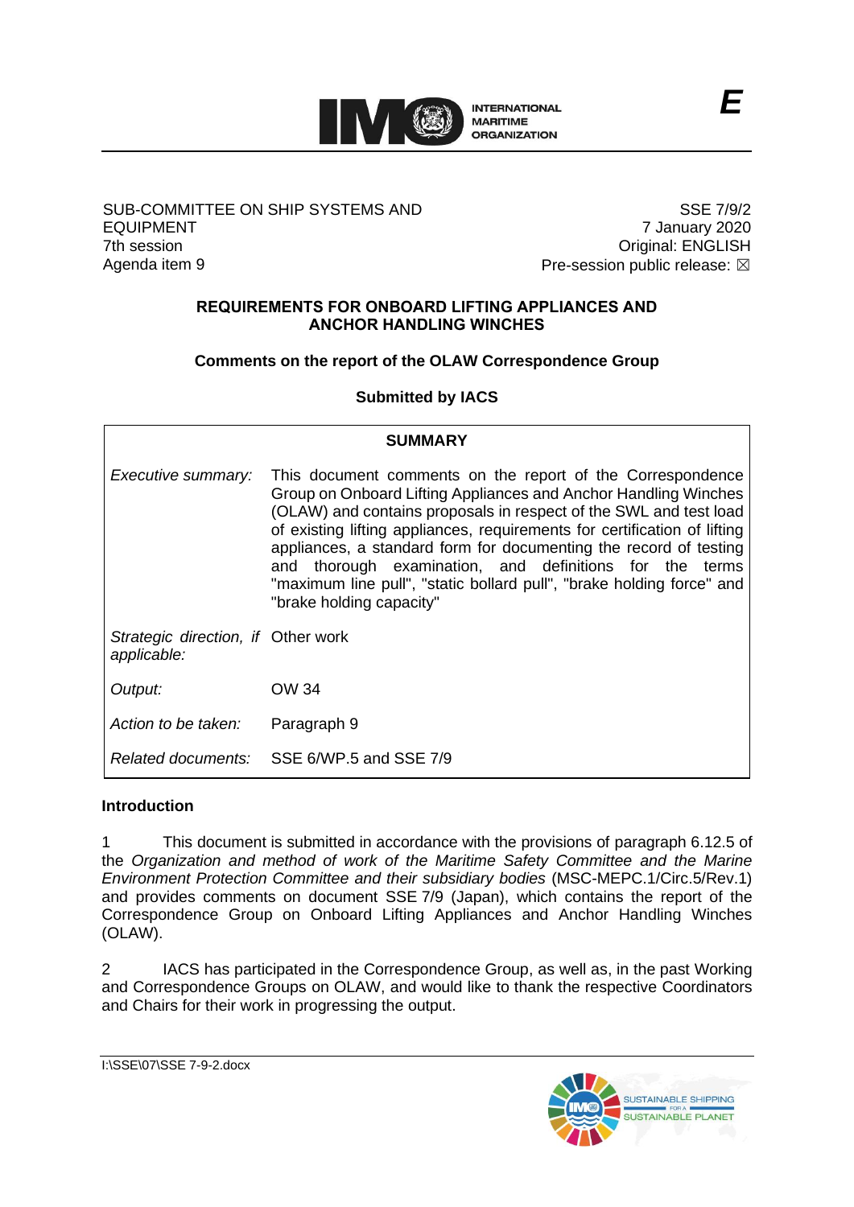INTERNATIONAL MARITIME ORGANIZATION

E

SUB-COMMITTEE ON SHIP SYSTEMS AND EQUIPMENT
7th session
Agenda item 9

SSE 7/9/2
7 January 2020
Original: ENGLISH
Pre-session public release: ☒

**REQUIREMENTS FOR ONBOARD LIFTING APPLIANCES AND ANCHOR HANDLING WINCHES**

**Comments on the report of the OLAW Correspondence Group**

**Submitted by IACS**

| **SUMMARY** | |
|---|---|
| *Executive summary:* | This document comments on the report of the Correspondence Group on Onboard Lifting Appliances and Anchor Handling Winches (OLAW) and contains proposals in respect of the SWL and test load of existing lifting appliances, requirements for certification of lifting appliances, a standard form for documenting the record of testing and thorough examination, and definitions for the terms "maximum line pull", "static bollard pull", "brake holding force" and "brake holding capacity" |
| *Strategic direction, if applicable:* | Other work |
| *Output:* | OW 34 |
| *Action to be taken:* | Paragraph 9 |
| *Related documents:* | SSE 6/WP.5 and SSE 7/9 |

## Introduction

1 This document is submitted in accordance with the provisions of paragraph 6.12.5 of the *Organization and method of work of the Maritime Safety Committee and the Marine Environment Protection Committee and their subsidiary bodies* (MSC-MEPC.1/Circ.5/Rev.1) and provides comments on document SSE 7/9 (Japan), which contains the report of the Correspondence Group on Onboard Lifting Appliances and Anchor Handling Winches (OLAW).

2 IACS has participated in the Correspondence Group, as well as, in the past Working and Correspondence Groups on OLAW, and would like to thank the respective Coordinators and Chairs for their work in progressing the output.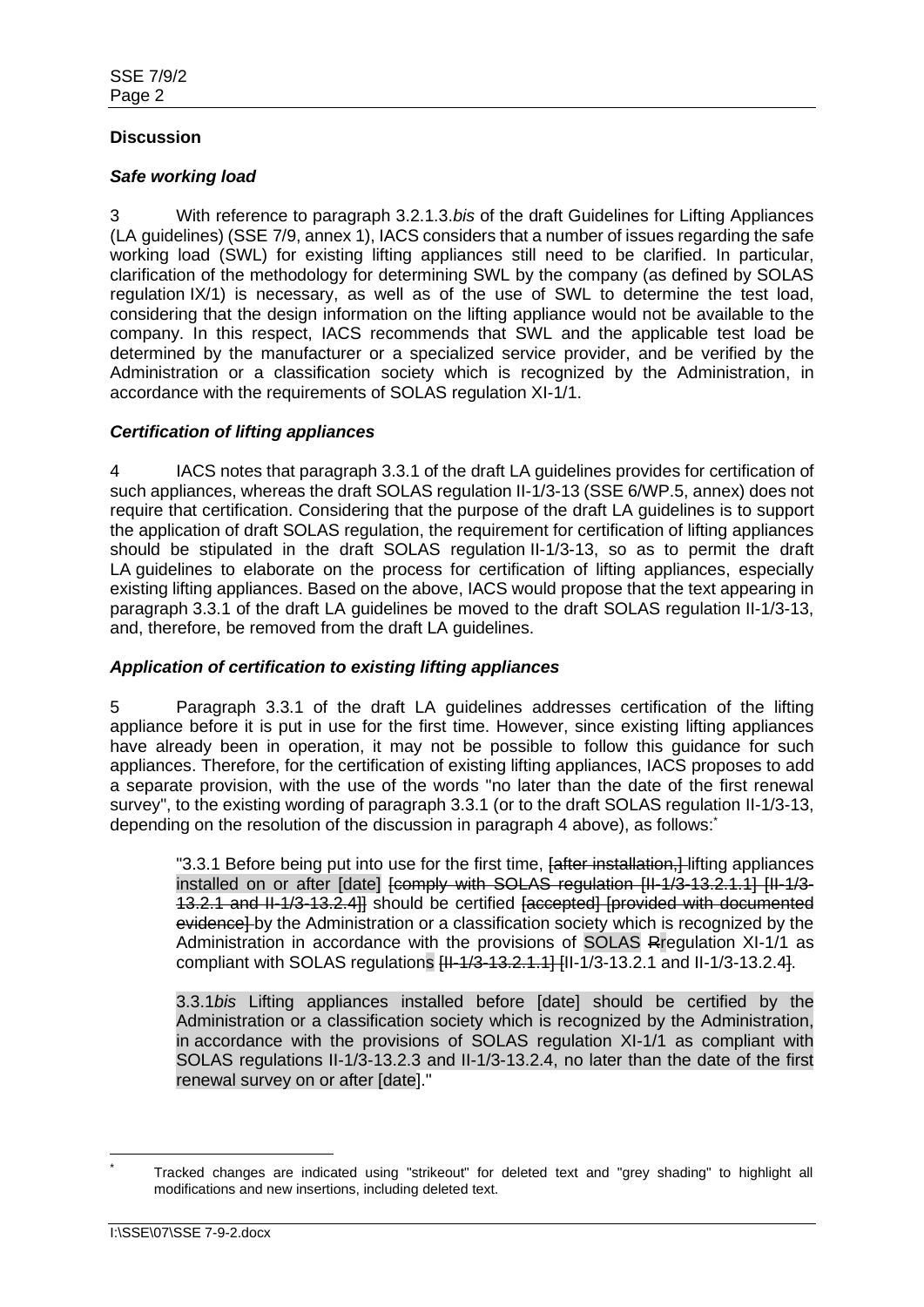**Discussion**

***Safe working load***

3 With reference to paragraph 3.2.1.3.*bis* of the draft Guidelines for Lifting Appliances (LA guidelines) (SSE 7/9, annex 1), IACS considers that a number of issues regarding the safe working load (SWL) for existing lifting appliances still need to be clarified. In particular, clarification of the methodology for determining SWL by the company (as defined by SOLAS regulation IX/1) is necessary, as well as of the use of SWL to determine the test load, considering that the design information on the lifting appliance would not be available to the company. In this respect, IACS recommends that SWL and the applicable test load be determined by the manufacturer or a specialized service provider, and be verified by the Administration or a classification society which is recognized by the Administration, in accordance with the requirements of SOLAS regulation XI-1/1.

***Certification of lifting appliances***

4 IACS notes that paragraph 3.3.1 of the draft LA guidelines provides for certification of such appliances, whereas the draft SOLAS regulation II-1/3-13 (SSE 6/WP.5, annex) does not require that certification. Considering that the purpose of the draft LA guidelines is to support the application of draft SOLAS regulation, the requirement for certification of lifting appliances should be stipulated in the draft SOLAS regulation II-1/3-13, so as to permit the draft LA guidelines to elaborate on the process for certification of lifting appliances, especially existing lifting appliances. Based on the above, IACS would propose that the text appearing in paragraph 3.3.1 of the draft LA guidelines be moved to the draft SOLAS regulation II-1/3-13, and, therefore, be removed from the draft LA guidelines.

***Application of certification to existing lifting appliances***

5 Paragraph 3.3.1 of the draft LA guidelines addresses certification of the lifting appliance before it is put in use for the first time. However, since existing lifting appliances have already been in operation, it may not be possible to follow this guidance for such appliances. Therefore, for the certification of existing lifting appliances, IACS proposes to add a separate provision, with the use of the words "no later than the date of the first renewal survey", to the existing wording of paragraph 3.3.1 (or to the draft SOLAS regulation II-1/3-13, depending on the resolution of the discussion in paragraph 4 above), as follows:*

> "3.3.1 Before being put into use for the first time, ~~[after installation,]~~ lifting appliances installed on or after [date] ~~[comply with SOLAS regulation [II-1/3-13.2.1.1] [II-1/3-13.2.1 and II-1/3-13.2.4]]~~ should be certified ~~[accepted] [provided with documented evidence]~~ by the Administration or a classification society which is recognized by the Administration in accordance with the provisions of SOLAS ~~R~~regulation XI-1/1 as compliant with SOLAS regulations ~~[II-1/3-13.2.1.1] [~~II-1/3-13.2.1 and II-1/3-13.2.4~~]~~.
>
> 3.3.1*bis* Lifting appliances installed before [date] should be certified by the Administration or a classification society which is recognized by the Administration, in accordance with the provisions of SOLAS regulation XI-1/1 as compliant with SOLAS regulations II-1/3-13.2.3 and II-1/3-13.2.4, no later than the date of the first renewal survey on or after [date]."

* Tracked changes are indicated using "strikeout" for deleted text and "grey shading" to highlight all modifications and new insertions, including deleted text.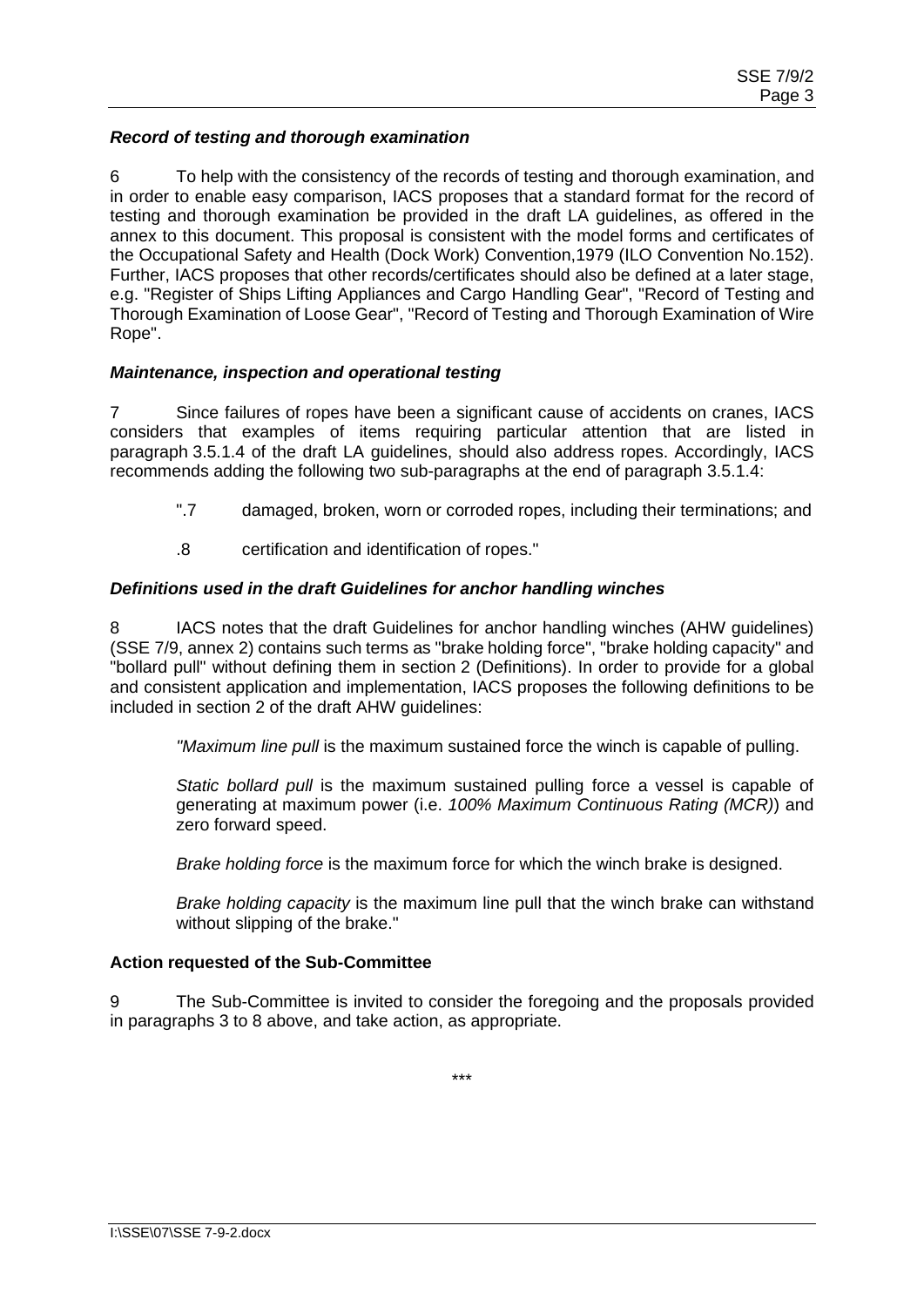### *Record of testing and thorough examination*

6 To help with the consistency of the records of testing and thorough examination, and in order to enable easy comparison, IACS proposes that a standard format for the record of testing and thorough examination be provided in the draft LA guidelines, as offered in the annex to this document. This proposal is consistent with the model forms and certificates of the Occupational Safety and Health (Dock Work) Convention,1979 (ILO Convention No.152). Further, IACS proposes that other records/certificates should also be defined at a later stage, e.g. "Register of Ships Lifting Appliances and Cargo Handling Gear", "Record of Testing and Thorough Examination of Loose Gear", "Record of Testing and Thorough Examination of Wire Rope".

### *Maintenance, inspection and operational testing*

7 Since failures of ropes have been a significant cause of accidents on cranes, IACS considers that examples of items requiring particular attention that are listed in paragraph 3.5.1.4 of the draft LA guidelines, should also address ropes. Accordingly, IACS recommends adding the following two sub-paragraphs at the end of paragraph 3.5.1.4:

> ".7 damaged, broken, worn or corroded ropes, including their terminations; and
>
> .8 certification and identification of ropes."

### *Definitions used in the draft Guidelines for anchor handling winches*

8 IACS notes that the draft Guidelines for anchor handling winches (AHW guidelines) (SSE 7/9, annex 2) contains such terms as "brake holding force", "brake holding capacity" and "bollard pull" without defining them in section 2 (Definitions). In order to provide for a global and consistent application and implementation, IACS proposes the following definitions to be included in section 2 of the draft AHW guidelines:

> *"Maximum line pull* is the maximum sustained force the winch is capable of pulling.
>
> *Static bollard pull* is the maximum sustained pulling force a vessel is capable of generating at maximum power (i.e. *100% Maximum Continuous Rating (MCR)*) and zero forward speed.
>
> *Brake holding force* is the maximum force for which the winch brake is designed.
>
> *Brake holding capacity* is the maximum line pull that the winch brake can withstand without slipping of the brake."

### **Action requested of the Sub-Committee**

9 The Sub-Committee is invited to consider the foregoing and the proposals provided in paragraphs 3 to 8 above, and take action, as appropriate.

\*\*\*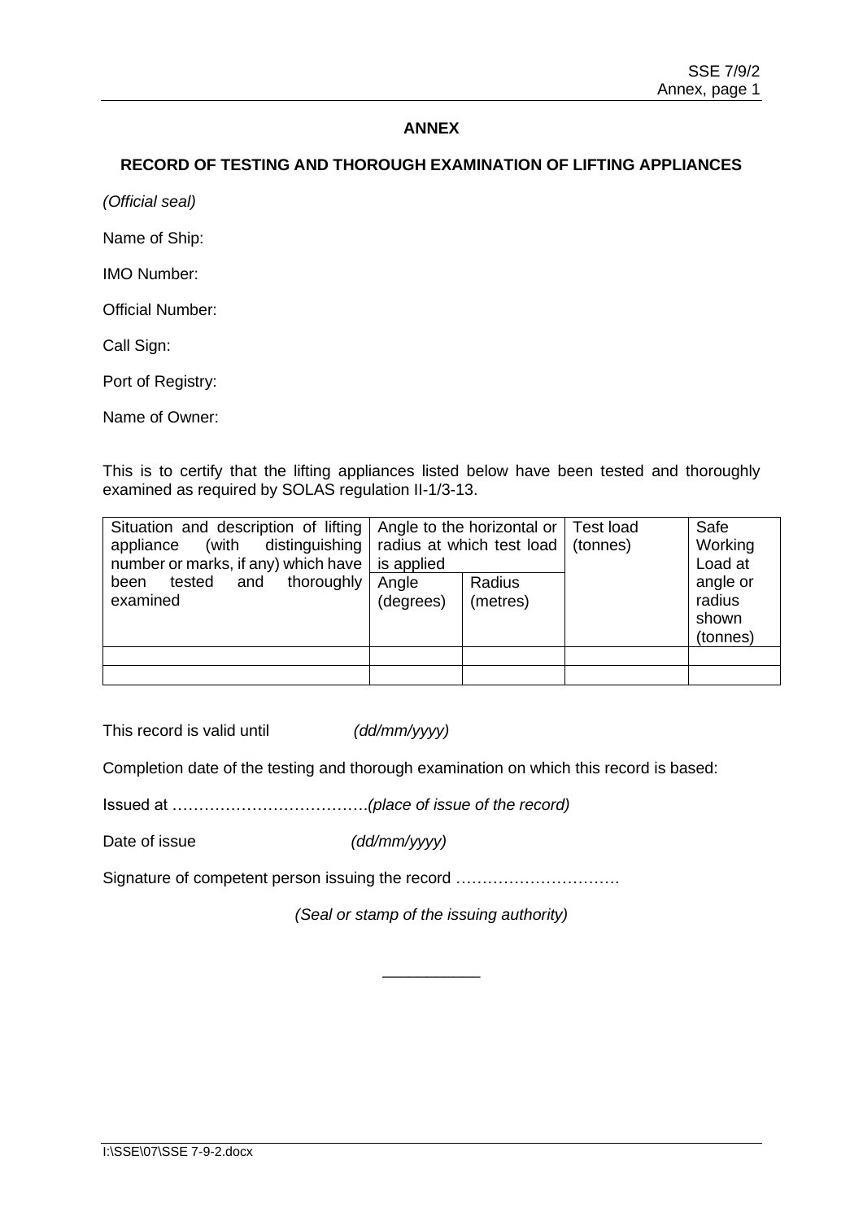# ANNEX

## RECORD OF TESTING AND THOROUGH EXAMINATION OF LIFTING APPLIANCES

*(Official seal)*

Name of Ship:

IMO Number:

Official Number:

Call Sign:

Port of Registry:

Name of Owner:

This is to certify that the lifting appliances listed below have been tested and thoroughly examined as required by SOLAS regulation II-1/3-13.

| Situation and description of lifting appliance (with distinguishing number or marks, if any) which have been tested and thoroughly examined | Angle to the horizontal or radius at which test load is applied | | Test load (tonnes) | Safe Working Load at angle or radius shown (tonnes) |
|---|---|---|---|---|
| | Angle (degrees) | Radius (metres) | | |
| | | | | |
| | | | | |

This record is valid until *(dd/mm/yyyy)*

Completion date of the testing and thorough examination on which this record is based:

Issued at ………………………………*(place of issue of the record)*

Date of issue *(dd/mm/yyyy)*

Signature of competent person issuing the record ………………………….

*(Seal or stamp of the issuing authority)*

___________